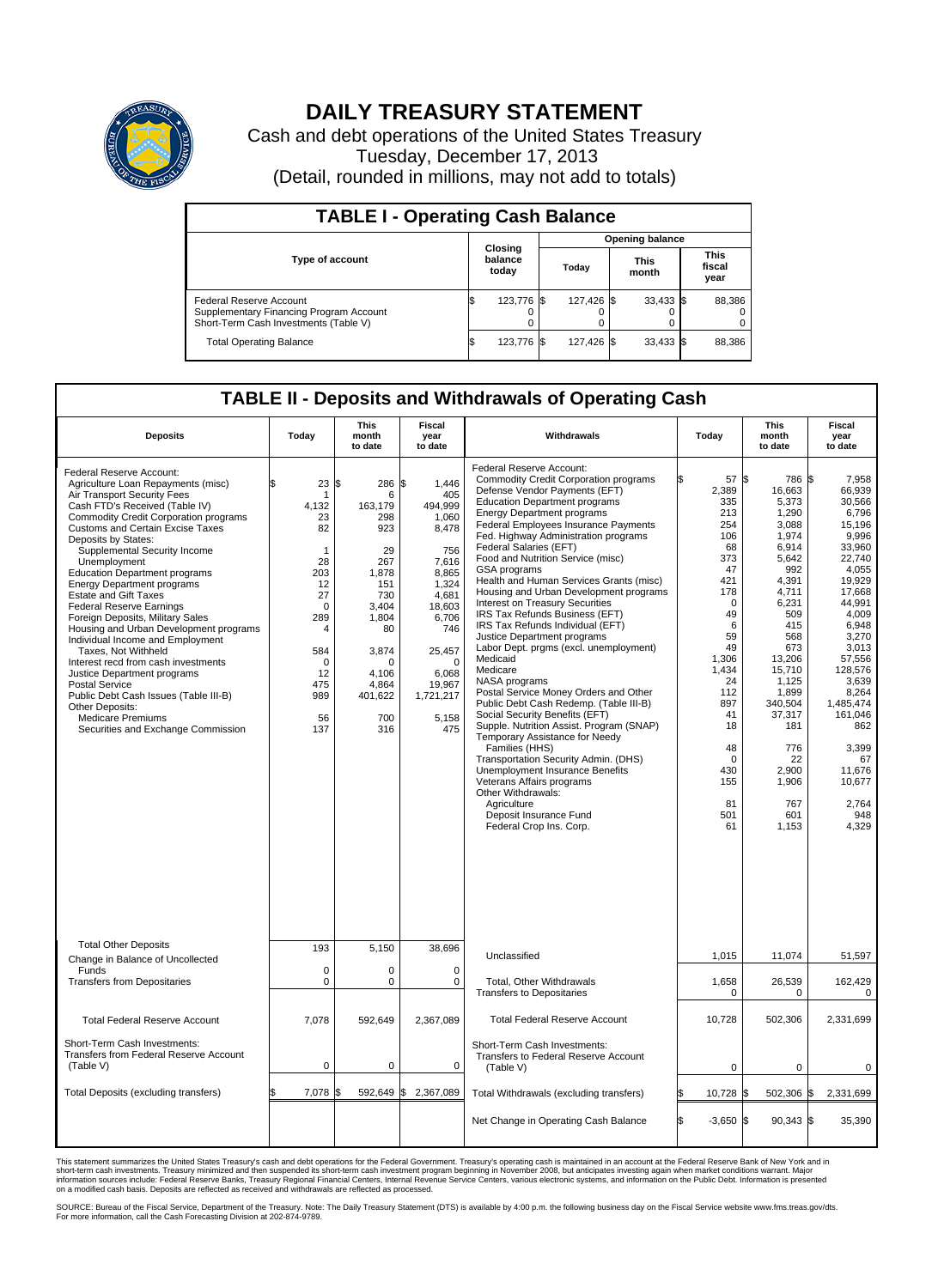# DAILY TREASURY STATEMENT

Cash and debt operations of the United States Treasury

Tuesday, December 17, 2013

(Detail, rounded in millions, may not add to totals)

## TABLE I - Operating Cash Balance

| Type of account | Closing balance today | Opening balance Today | Opening balance This month | Opening balance This fiscal year |
|---|---|---|---|---|
| Federal Reserve Account | $ 123,776 | $ 127,426 | $ 33,433 | $ 88,386 |
| Supplementary Financing Program Account | 0 | 0 | 0 | 0 |
| Short-Term Cash Investments (Table V) | 0 | 0 | 0 | 0 |
| Total Operating Balance | $ 123,776 | $ 127,426 | $ 33,433 | $ 88,386 |

## TABLE II - Deposits and Withdrawals of Operating Cash

| Deposits | Today | This month to date | Fiscal year to date | Withdrawals | Today | This month to date | Fiscal year to date |
|---|---|---|---|---|---|---|---|
| Federal Reserve Account: | | | | Federal Reserve Account: | | | |
| Agriculture Loan Repayments (misc) | $ 23 | $ 286 | $ 1,446 | Commodity Credit Corporation programs | $ 57 | $ 786 | $ 7,958 |
| Air Transport Security Fees | 1 | 6 | 405 | Defense Vendor Payments (EFT) | 2,389 | 16,663 | 66,939 |
| Cash FTD's Received (Table IV) | 4,132 | 163,179 | 494,999 | Education Department programs | 335 | 5,373 | 30,566 |
| Commodity Credit Corporation programs | 23 | 298 | 1,060 | Energy Department programs | 213 | 1,290 | 6,796 |
| Customs and Certain Excise Taxes | 82 | 923 | 8,478 | Federal Employees Insurance Payments | 254 | 3,088 | 15,196 |
| Deposits by States: | | | | Fed. Highway Administration programs | 106 | 1,974 | 9,996 |
| Supplemental Security Income | 1 | 29 | 756 | Federal Salaries (EFT) | 68 | 6,914 | 33,960 |
| Unemployment | 28 | 267 | 7,616 | Food and Nutrition Service (misc) | 373 | 5,642 | 22,740 |
| Education Department programs | 203 | 1,878 | 8,865 | GSA programs | 47 | 992 | 4,055 |
| Energy Department programs | 12 | 151 | 1,324 | Health and Human Services Grants (misc) | 421 | 4,391 | 19,929 |
| Estate and Gift Taxes | 27 | 730 | 4,681 | Housing and Urban Development programs | 178 | 4,711 | 17,668 |
| Federal Reserve Earnings | 0 | 3,404 | 18,603 | Interest on Treasury Securities | 0 | 6,231 | 44,991 |
| Foreign Deposits, Military Sales | 289 | 1,804 | 6,706 | IRS Tax Refunds Business (EFT) | 49 | 509 | 4,009 |
| Housing and Urban Development programs | 4 | 80 | 746 | IRS Tax Refunds Individual (EFT) | 6 | 415 | 6,948 |
| Individual Income and Employment | | | | Justice Department programs | 59 | 568 | 3,270 |
| Taxes, Not Withheld | 584 | 3,874 | 25,457 | Labor Dept. prgms (excl. unemployment) | 49 | 673 | 3,013 |
| Interest recd from cash investments | 0 | 0 | 0 | Medicaid | 1,306 | 13,206 | 57,556 |
| Justice Department programs | 12 | 4,106 | 6,068 | Medicare | 1,434 | 15,710 | 128,576 |
| Postal Service | 475 | 4,864 | 19,967 | NASA programs | 24 | 1,125 | 3,639 |
| Public Debt Cash Issues (Table III-B) | 989 | 401,622 | 1,721,217 | Postal Service Money Orders and Other | 112 | 1,899 | 8,264 |
| Other Deposits: | | | | Public Debt Cash Redemp. (Table III-B) | 897 | 340,504 | 1,485,474 |
| Medicare Premiums | 56 | 700 | 5,158 | Social Security Benefits (EFT) | 41 | 37,317 | 161,046 |
| Securities and Exchange Commission | 137 | 316 | 475 | Supple. Nutrition Assist. Program (SNAP) | 18 | 181 | 862 |
| | | | | Temporary Assistance for Needy Families (HHS) | 48 | 776 | 3,399 |
| | | | | Transportation Security Admin. (DHS) | 0 | 22 | 67 |
| | | | | Unemployment Insurance Benefits | 430 | 2,900 | 11,676 |
| | | | | Veterans Affairs programs | 155 | 1,906 | 10,677 |
| | | | | Other Withdrawals: | | | |
| | | | | Agriculture | 81 | 767 | 2,764 |
| | | | | Deposit Insurance Fund | 501 | 601 | 948 |
| | | | | Federal Crop Ins. Corp. | 61 | 1,153 | 4,329 |
| Total Other Deposits | 193 | 5,150 | 38,696 | Unclassified | 1,015 | 11,074 | 51,597 |
| Change in Balance of Uncollected Funds | 0 | 0 | 0 | | | | |
| Transfers from Depositaries | 0 | 0 | 0 | Total, Other Withdrawals | 1,658 | 26,539 | 162,429 |
| | | | | Transfers to Depositaries | 0 | 0 | 0 |
| Total Federal Reserve Account | 7,078 | 592,649 | 2,367,089 | Total Federal Reserve Account | 10,728 | 502,306 | 2,331,699 |
| Short-Term Cash Investments: Transfers from Federal Reserve Account (Table V) | 0 | 0 | 0 | Short-Term Cash Investments: Transfers to Federal Reserve Account (Table V) | 0 | 0 | 0 |
| Total Deposits (excluding transfers) | $ 7,078 | $ 592,649 | $ 2,367,089 | Total Withdrawals (excluding transfers) | $ 10,728 | $ 502,306 | $ 2,331,699 |
| | | | | Net Change in Operating Cash Balance | $ -3,650 | $ 90,343 | $ 35,390 |

This statement summarizes the United States Treasury's cash and debt operations for the Federal Government. Treasury's operating cash is maintained in an account at the Federal Reserve Bank of New York and in short-term cash investments. Treasury minimized and then suspended its short-term cash investment program beginning in November 2008, but anticipates investing again when market conditions warrant. Major information sources include: Federal Reserve Banks, Treasury Regional Financial Centers, Internal Revenue Service Centers, various electronic systems, and information on the Public Debt. Information is presented on a modified cash basis. Deposits are reflected as received and withdrawals are reflected as processed.

SOURCE: Bureau of the Fiscal Service, Department of the Treasury. Note: The Daily Treasury Statement (DTS) is available by 4:00 p.m. the following business day on the Fiscal Service website www.fms.treas.gov/dts. For more information, call the Cash Forecasting Division at 202-874-9789.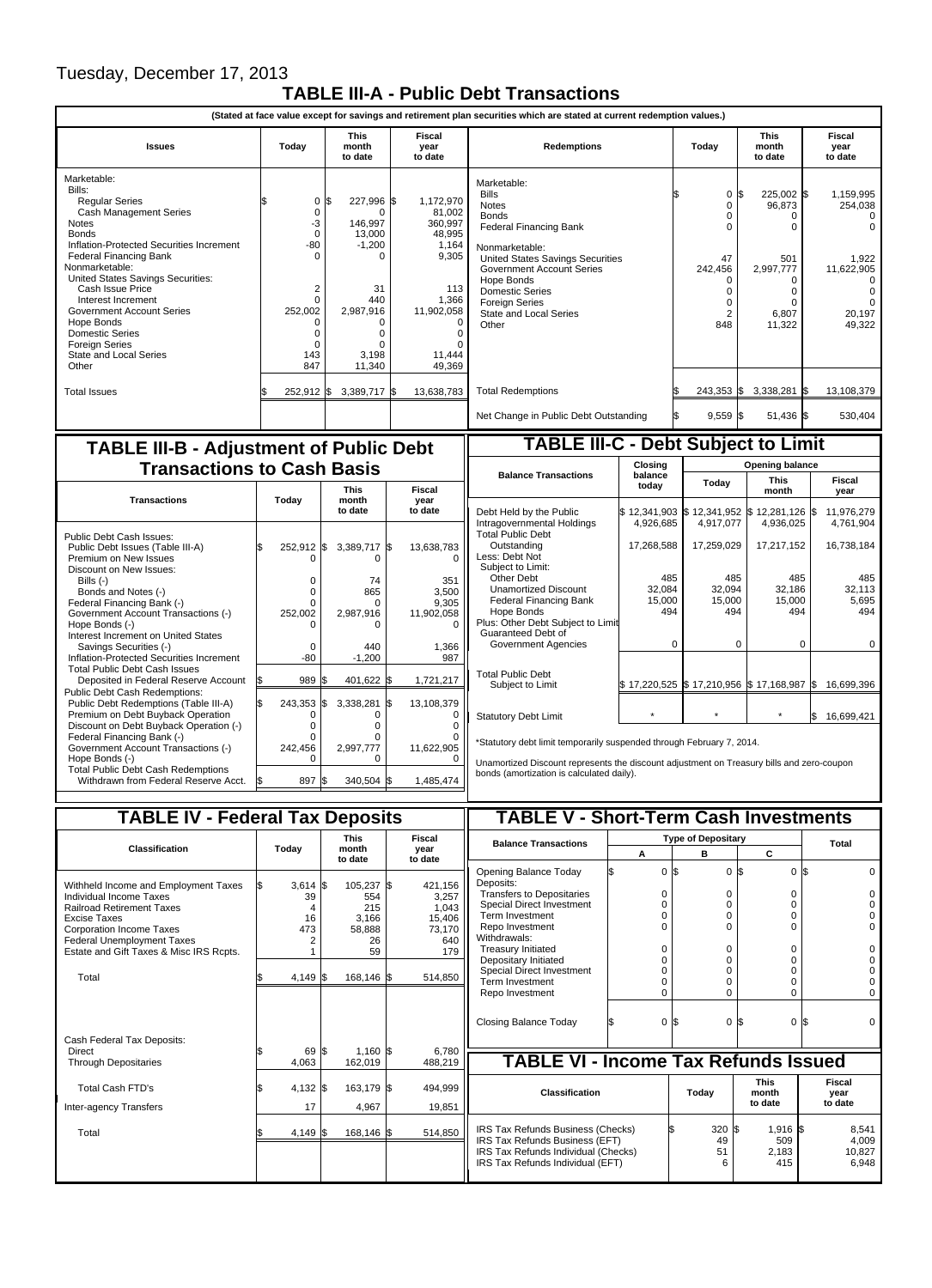Tuesday, December 17, 2013

# TABLE III-A - Public Debt Transactions

(Stated at face value except for savings and retirement plan securities which are stated at current redemption values.)

| Issues | Today | This month to date | Fiscal year to date | Redemptions | Today | This month to date | Fiscal year to date |
|---|---|---|---|---|---|---|---|
| Marketable: | | | | Marketable: | | | |
| Bills: | | | | Bills | $ 0 | $ 225,002 | $ 1,159,995 |
| Regular Series | $ 0 | $ 227,996 | $ 1,172,970 | Notes | 0 | 96,873 | 254,038 |
| Cash Management Series | 0 | 0 | 81,002 | Bonds | 0 | 0 | 0 |
| Notes | -3 | 146,997 | 360,997 | Federal Financing Bank | 0 | 0 | 0 |
| Bonds | 0 | 13,000 | 48,995 | | | | |
| Inflation-Protected Securities Increment | -80 | -1,200 | 1,164 | Nonmarketable: | | | |
| Federal Financing Bank | 0 | 0 | 9,305 | United States Savings Securities | 47 | 501 | 1,922 |
| Nonmarketable: | | | | Government Account Series | 242,456 | 2,997,777 | 11,622,905 |
| United States Savings Securities: | | | | Hope Bonds | 0 | 0 | 0 |
| Cash Issue Price | 2 | 31 | 113 | Domestic Series | 0 | 0 | 0 |
| Interest Increment | 0 | 440 | 1,366 | Foreign Series | 0 | 0 | 0 |
| Government Account Series | 252,002 | 2,987,916 | 11,902,058 | State and Local Series | 2 | 6,807 | 20,197 |
| Hope Bonds | 0 | 0 | 0 | Other | 848 | 11,322 | 49,322 |
| Domestic Series | 0 | 0 | 0 | | | | |
| Foreign Series | 0 | 0 | 0 | | | | |
| State and Local Series | 143 | 3,198 | 11,444 | | | | |
| Other | 847 | 11,340 | 49,369 | | | | |
| Total Issues | $ 252,912 | $ 3,389,717 | $ 13,638,783 | Total Redemptions | $ 243,353 | $ 3,338,281 | $ 13,108,379 |
| | | | | Net Change in Public Debt Outstanding | $ 9,559 | $ 51,436 | $ 530,404 |

# TABLE III-B - Adjustment of Public Debt Transactions to Cash Basis

| Transactions | Today | This month to date | Fiscal year to date |
|---|---|---|---|
| Public Debt Cash Issues: | | | |
| Public Debt Issues (Table III-A) | $ 252,912 | $ 3,389,717 | $ 13,638,783 |
| Premium on New Issues | 0 | 0 | 0 |
| Discount on New Issues: | | | |
| Bills (-) | 0 | 74 | 351 |
| Bonds and Notes (-) | 0 | 865 | 3,500 |
| Federal Financing Bank (-) | 0 | 0 | 9,305 |
| Government Account Transactions (-) | 252,002 | 2,987,916 | 11,902,058 |
| Hope Bonds (-) | 0 | 0 | 0 |
| Interest Increment on United States Savings Securities (-) | 0 | 440 | 1,366 |
| Inflation-Protected Securities Increment | -80 | -1,200 | 987 |
| Total Public Debt Cash Issues Deposited in Federal Reserve Account | $ 989 | $ 401,622 | $ 1,721,217 |
| Public Debt Cash Redemptions: | | | |
| Public Debt Redemptions (Table III-A) | $ 243,353 | $ 3,338,281 | $ 13,108,379 |
| Premium on Debt Buyback Operation | 0 | 0 | 0 |
| Discount on Debt Buyback Operation (-) | 0 | 0 | 0 |
| Federal Financing Bank (-) | 0 | 0 | 0 |
| Government Account Transactions (-) | 242,456 | 2,997,777 | 11,622,905 |
| Hope Bonds (-) | 0 | 0 | 0 |
| Total Public Debt Cash Redemptions Withdrawn from Federal Reserve Acct. | $ 897 | $ 340,504 | $ 1,485,474 |

# TABLE III-C - Debt Subject to Limit

| Balance Transactions | Closing balance today | Opening balance Today | Opening balance This month | Opening balance Fiscal year |
|---|---|---|---|---|
| Debt Held by the Public | $ 12,341,903 | $ 12,341,952 | $ 12,281,126 | $ 11,976,279 |
| Intragovernmental Holdings | 4,926,685 | 4,917,077 | 4,936,025 | 4,761,904 |
| Total Public Debt Outstanding | 17,268,588 | 17,259,029 | 17,217,152 | 16,738,184 |
| Less: Debt Not Subject to Limit: | | | | |
| Other Debt | 485 | 485 | 485 | 485 |
| Unamortized Discount | 32,084 | 32,094 | 32,186 | 32,113 |
| Federal Financing Bank | 15,000 | 15,000 | 15,000 | 5,695 |
| Hope Bonds | 494 | 494 | 494 | 494 |
| Plus: Other Debt Subject to Limit | | | | |
| Guaranteed Debt of Government Agencies | 0 | 0 | 0 | 0 |
| Total Public Debt Subject to Limit | $ 17,220,525 | $ 17,210,956 | $ 17,168,987 | $ 16,699,396 |
| Statutory Debt Limit | * | * | * | $ 16,699,421 |

*Statutory debt limit temporarily suspended through February 7, 2014.

Unamortized Discount represents the discount adjustment on Treasury bills and zero-coupon bonds (amortization is calculated daily).

# TABLE IV - Federal Tax Deposits

| Classification | Today | This month to date | Fiscal year to date |
|---|---|---|---|
| Withheld Income and Employment Taxes | $ 3,614 | $ 105,237 | $ 421,156 |
| Individual Income Taxes | 39 | 554 | 3,257 |
| Railroad Retirement Taxes | 4 | 215 | 1,043 |
| Excise Taxes | 16 | 3,166 | 15,406 |
| Corporation Income Taxes | 473 | 58,888 | 73,170 |
| Federal Unemployment Taxes | 2 | 26 | 640 |
| Estate and Gift Taxes & Misc IRS Rcpts. | 1 | 59 | 179 |
| Total | $ 4,149 | $ 168,146 | $ 514,850 |
| Cash Federal Tax Deposits: | | | |
| Direct | $ 69 | $ 1,160 | $ 6,780 |
| Through Depositaries | 4,063 | 162,019 | 488,219 |
| Total Cash FTD's | $ 4,132 | $ 163,179 | $ 494,999 |
| Inter-agency Transfers | 17 | 4,967 | 19,851 |
| Total | $ 4,149 | $ 168,146 | $ 514,850 |

# TABLE V - Short-Term Cash Investments

| Balance Transactions | Type of Depositary A | Type of Depositary B | Type of Depositary C | Total |
|---|---|---|---|---|
| Opening Balance Today | $ 0 | $ 0 | $ 0 | $ 0 |
| Deposits: | | | | |
| Transfers to Depositaries | 0 | 0 | 0 | 0 |
| Special Direct Investment | 0 | 0 | 0 | 0 |
| Term Investment | 0 | 0 | 0 | 0 |
| Repo Investment | 0 | 0 | 0 | 0 |
| Withdrawals: | | | | |
| Treasury Initiated | 0 | 0 | 0 | 0 |
| Depositary Initiated | 0 | 0 | 0 | 0 |
| Special Direct Investment | 0 | 0 | 0 | 0 |
| Term Investment | 0 | 0 | 0 | 0 |
| Repo Investment | 0 | 0 | 0 | 0 |
| Closing Balance Today | $ 0 | $ 0 | $ 0 | $ 0 |

# TABLE VI - Income Tax Refunds Issued

| Classification | Today | This month to date | Fiscal year to date |
|---|---|---|---|
| IRS Tax Refunds Business (Checks) | $ 320 | $ 1,916 | $ 8,541 |
| IRS Tax Refunds Business (EFT) | 49 | 509 | 4,009 |
| IRS Tax Refunds Individual (Checks) | 51 | 2,183 | 10,827 |
| IRS Tax Refunds Individual (EFT) | 6 | 415 | 6,948 |